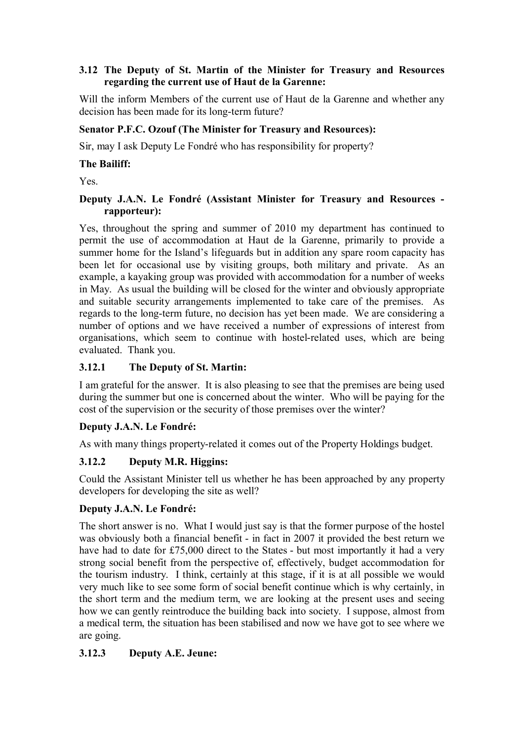### 3.12 The Deputy of St. Martin of the Minister for Treasury and Resources regarding the current use of Haut de la Garenne:

Will the inform Members of the current use of Haut de la Garenne and whether any decision has been made for its long-term future?

**Senator P.F.C. Ozouf (The Minister for Treasury and Resources):**

Sir, may I ask Deputy Le Fondré who has responsibility for property?

**The Bailiff:**

Yes.

**Deputy J.A.N. Le Fondré (Assistant Minister for Treasury and Resources - rapporteur):**

Yes, throughout the spring and summer of 2010 my department has continued to permit the use of accommodation at Haut de la Garenne, primarily to provide a summer home for the Island's lifeguards but in addition any spare room capacity has been let for occasional use by visiting groups, both military and private. As an example, a kayaking group was provided with accommodation for a number of weeks in May. As usual the building will be closed for the winter and obviously appropriate and suitable security arrangements implemented to take care of the premises. As regards to the long-term future, no decision has yet been made. We are considering a number of options and we have received a number of expressions of interest from organisations, which seem to continue with hostel-related uses, which are being evaluated. Thank you.

### 3.12.1 The Deputy of St. Martin:

I am grateful for the answer. It is also pleasing to see that the premises are being used during the summer but one is concerned about the winter. Who will be paying for the cost of the supervision or the security of those premises over the winter?

**Deputy J.A.N. Le Fondré:**

As with many things property-related it comes out of the Property Holdings budget.

### 3.12.2 Deputy M.R. Higgins:

Could the Assistant Minister tell us whether he has been approached by any property developers for developing the site as well?

**Deputy J.A.N. Le Fondré:**

The short answer is no. What I would just say is that the former purpose of the hostel was obviously both a financial benefit - in fact in 2007 it provided the best return we have had to date for £75,000 direct to the States - but most importantly it had a very strong social benefit from the perspective of, effectively, budget accommodation for the tourism industry. I think, certainly at this stage, if it is at all possible we would very much like to see some form of social benefit continue which is why certainly, in the short term and the medium term, we are looking at the present uses and seeing how we can gently reintroduce the building back into society. I suppose, almost from a medical term, the situation has been stabilised and now we have got to see where we are going.

### 3.12.3 Deputy A.E. Jeune: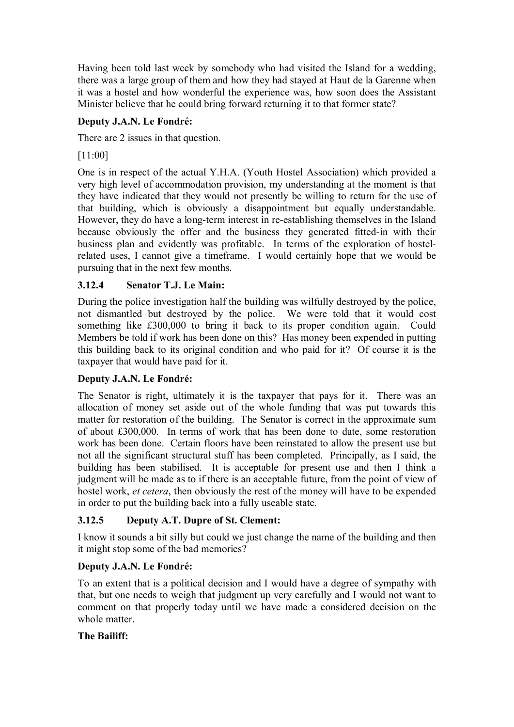Having been told last week by somebody who had visited the Island for a wedding, there was a large group of them and how they had stayed at Haut de la Garenne when it was a hostel and how wonderful the experience was, how soon does the Assistant Minister believe that he could bring forward returning it to that former state?

**Deputy J.A.N. Le Fondré:**

There are 2 issues in that question.

[11:00]

One is in respect of the actual Y.H.A. (Youth Hostel Association) which provided a very high level of accommodation provision, my understanding at the moment is that they have indicated that they would not presently be willing to return for the use of that building, which is obviously a disappointment but equally understandable. However, they do have a long-term interest in re-establishing themselves in the Island because obviously the offer and the business they generated fitted-in with their business plan and evidently was profitable. In terms of the exploration of hostel-related uses, I cannot give a timeframe. I would certainly hope that we would be pursuing that in the next few months.

### 3.12.4 Senator T.J. Le Main:

During the police investigation half the building was wilfully destroyed by the police, not dismantled but destroyed by the police. We were told that it would cost something like £300,000 to bring it back to its proper condition again. Could Members be told if work has been done on this? Has money been expended in putting this building back to its original condition and who paid for it? Of course it is the taxpayer that would have paid for it.

**Deputy J.A.N. Le Fondré:**

The Senator is right, ultimately it is the taxpayer that pays for it. There was an allocation of money set aside out of the whole funding that was put towards this matter for restoration of the building. The Senator is correct in the approximate sum of about £300,000. In terms of work that has been done to date, some restoration work has been done. Certain floors have been reinstated to allow the present use but not all the significant structural stuff has been completed. Principally, as I said, the building has been stabilised. It is acceptable for present use and then I think a judgment will be made as to if there is an acceptable future, from the point of view of hostel work, *et cetera*, then obviously the rest of the money will have to be expended in order to put the building back into a fully useable state.

### 3.12.5 Deputy A.T. Dupre of St. Clement:

I know it sounds a bit silly but could we just change the name of the building and then it might stop some of the bad memories?

**Deputy J.A.N. Le Fondré:**

To an extent that is a political decision and I would have a degree of sympathy with that, but one needs to weigh that judgment up very carefully and I would not want to comment on that properly today until we have made a considered decision on the whole matter.

**The Bailiff:**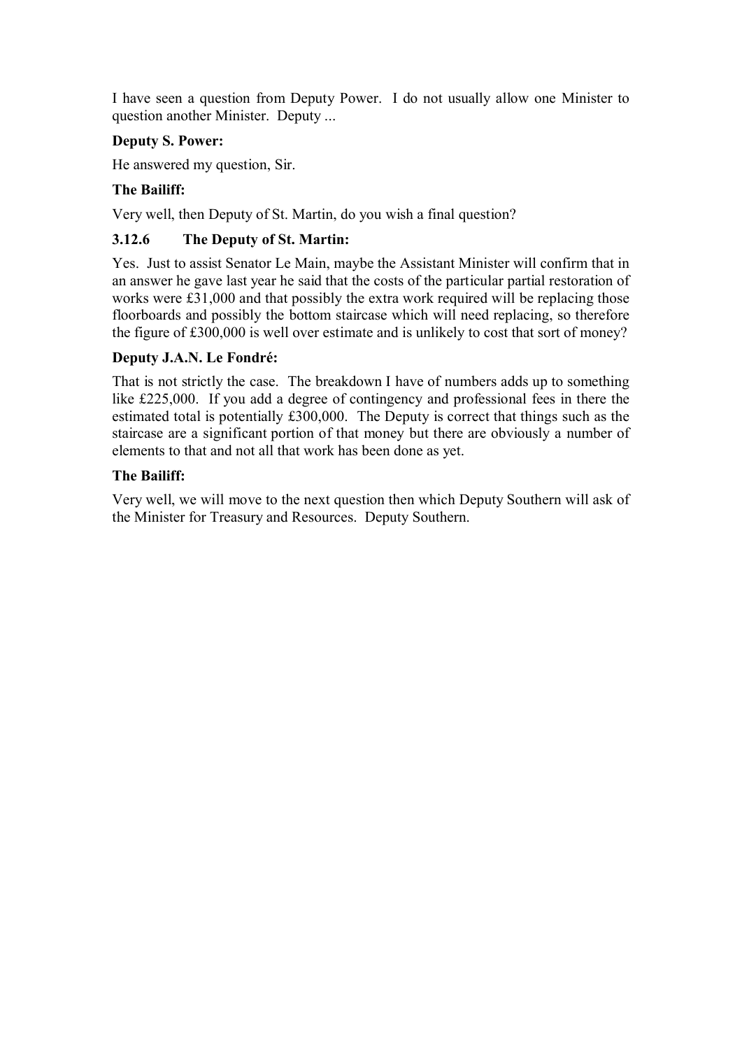I have seen a question from Deputy Power. I do not usually allow one Minister to question another Minister. Deputy ...

**Deputy S. Power:**

He answered my question, Sir.

**The Bailiff:**

Very well, then Deputy of St. Martin, do you wish a final question?

### 3.12.6 The Deputy of St. Martin:

Yes. Just to assist Senator Le Main, maybe the Assistant Minister will confirm that in an answer he gave last year he said that the costs of the particular partial restoration of works were £31,000 and that possibly the extra work required will be replacing those floorboards and possibly the bottom staircase which will need replacing, so therefore the figure of £300,000 is well over estimate and is unlikely to cost that sort of money?

**Deputy J.A.N. Le Fondré:**

That is not strictly the case. The breakdown I have of numbers adds up to something like £225,000. If you add a degree of contingency and professional fees in there the estimated total is potentially £300,000. The Deputy is correct that things such as the staircase are a significant portion of that money but there are obviously a number of elements to that and not all that work has been done as yet.

**The Bailiff:**

Very well, we will move to the next question then which Deputy Southern will ask of the Minister for Treasury and Resources. Deputy Southern.